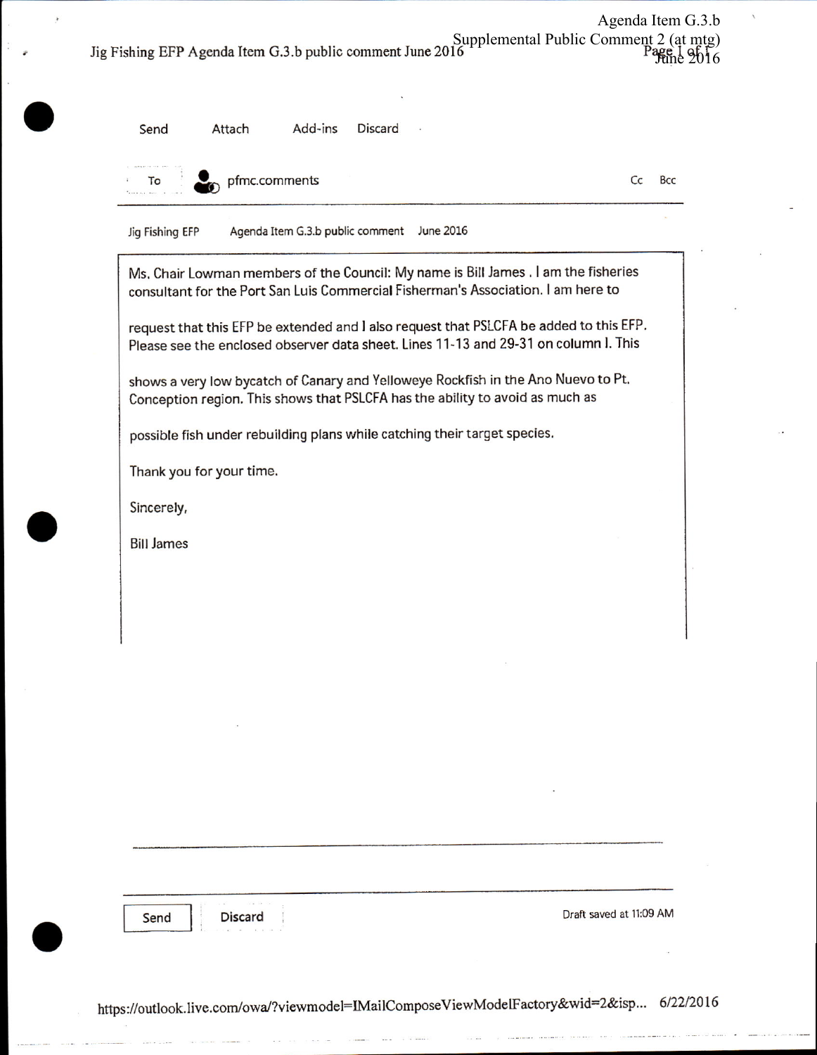Jig Fishing EFP Agenda Item G.3.b public comment June 2016

Send Attach Add-ins Discard

To pfmc.comments Cc Bcc

Jig Fishing EFP Agenda Item G.3.b public comment June 2016

Ms. Chair Lowman members of the Council: My name is Bill James . I am the fisheries consultant for the Port San Luis Commercial Fisherman's Association. I am here to

request that this EFP be extended and I also request that PSLCFA be added to this EFP. Please see the enclosed observer data sheet. Lines 11-13 and 29-31 on column I. This

shows a very low bycatch of Canary and Yelloweye Rockfish in the Ano Nuevo to Pt. Conception region. This shows that PSLCFA has the ability to avoid as much as

possible fish under rebuilding plans while catching their target species.

Thank you for your time.

Sincerely,

Bill James

Send Discard Draft saved at 11:09 AM

https://outlook.live.com/owa/?viewmodel=IMailComposeViewModelFactory&wid=2&isp... 6/22/2016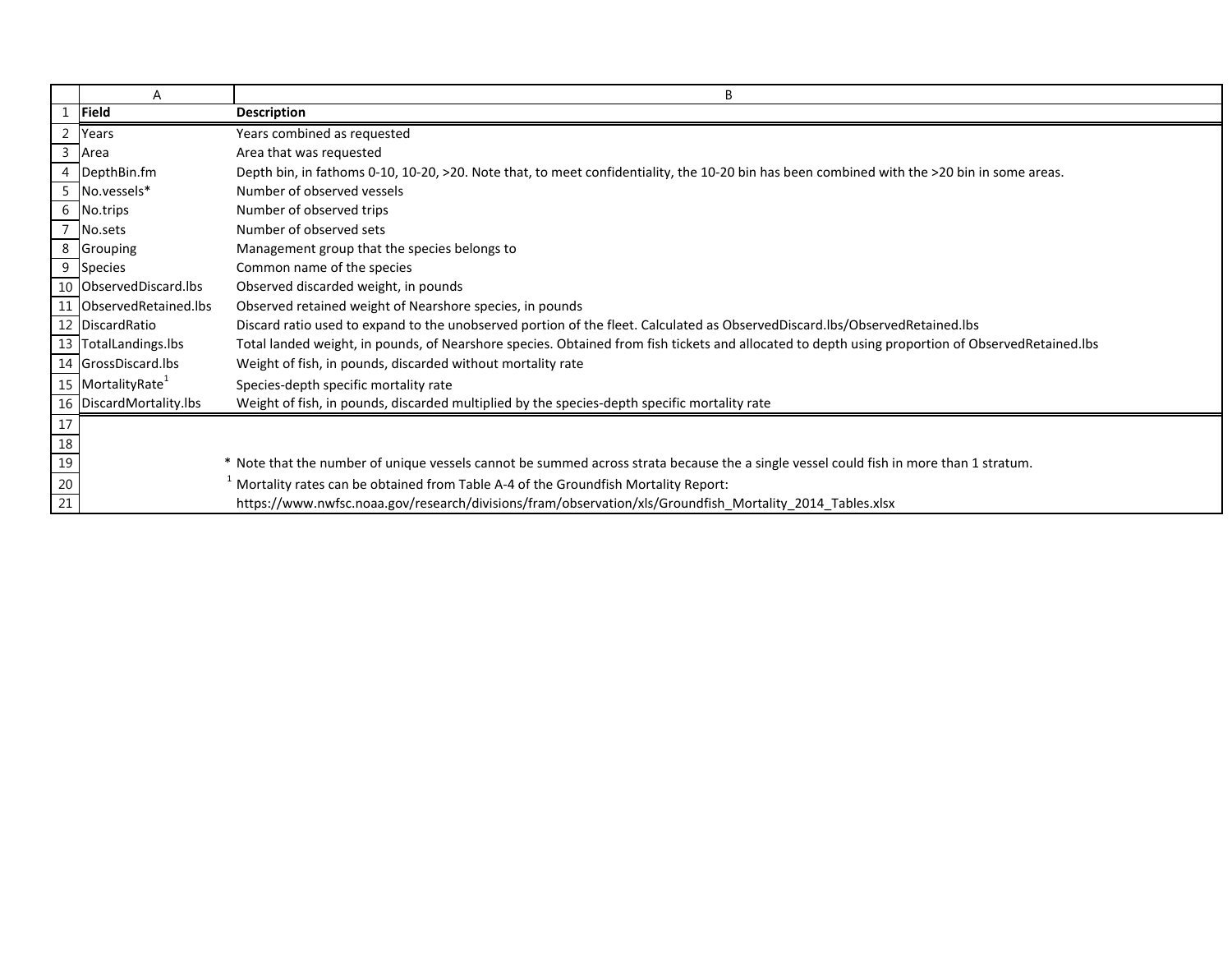| Field | Description |
| --- | --- |
| Years | Years combined as requested |
| Area | Area that was requested |
| DepthBin.fm | Depth bin, in fathoms 0-10, 10-20, >20. Note that, to meet confidentiality, the 10-20 bin has been combined with the >20 bin in some areas. |
| No.vessels* | Number of observed vessels |
| No.trips | Number of observed trips |
| No.sets | Number of observed sets |
| Grouping | Management group that the species belongs to |
| Species | Common name of the species |
| ObservedDiscard.lbs | Observed discarded weight, in pounds |
| ObservedRetained.lbs | Observed retained weight of Nearshore species, in pounds |
| DiscardRatio | Discard ratio used to expand to the unobserved portion of the fleet. Calculated as ObservedDiscard.lbs/ObservedRetained.lbs |
| TotalLandings.lbs | Total landed weight, in pounds, of Nearshore species. Obtained from fish tickets and allocated to depth using proportion of ObservedRetained.lbs |
| GrossDiscard.lbs | Weight of fish, in pounds, discarded without mortality rate |
| MortalityRate[1] | Species-depth specific mortality rate |
| DiscardMortality.lbs | Weight of fish, in pounds, discarded multiplied by the species-depth specific mortality rate |

* Note that the number of unique vessels cannot be summed across strata because the a single vessel could fish in more than 1 stratum.

[1] Mortality rates can be obtained from Table A-4 of the Groundfish Mortality Report:
https://www.nwfsc.noaa.gov/research/divisions/fram/observation/xls/Groundfish_Mortality_2014_Tables.xlsx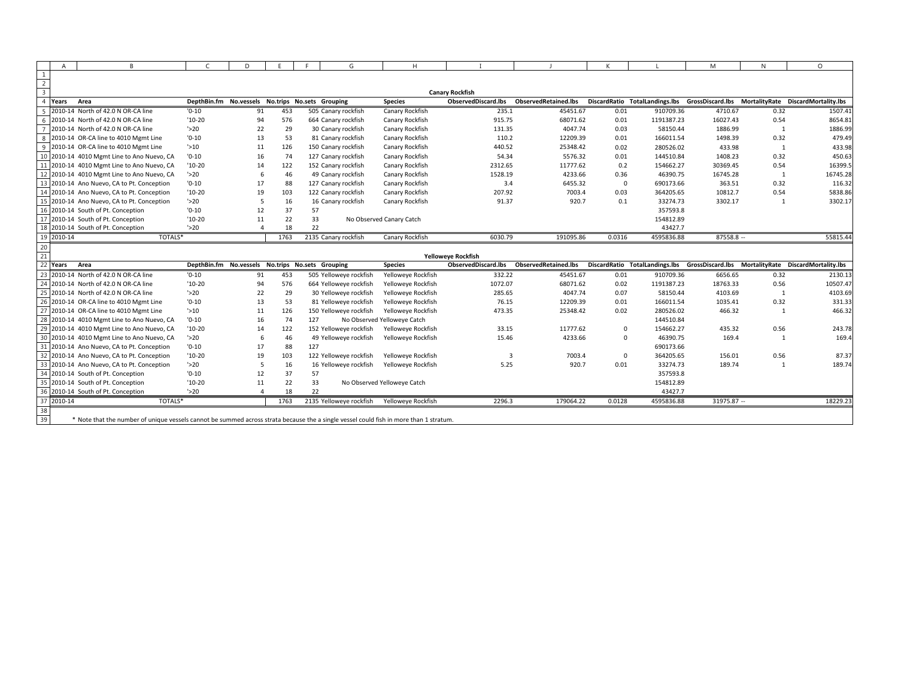### Canary Rockfish

| Years | Area | DepthBin.fm | No.vessels | No.trips | No.sets | Grouping | Species | ObservedDiscard.lbs | ObservedRetained.lbs | DiscardRatio | TotalLandings.lbs | GrossDiscard.lbs | MortalityRate | DiscardMortality.lbs |
|---|---|---|---|---|---|---|---|---|---|---|---|---|---|---|
| 2010-14 | North of 42.0 N OR-CA line | '0-10 | 91 | 453 | 505 | Canary rockfish | Canary Rockfish | 235.1 | 45451.67 | 0.01 | 910709.36 | 4710.67 | 0.32 | 1507.41 |
| 2010-14 | North of 42.0 N OR-CA line | '10-20 | 94 | 576 | 664 | Canary rockfish | Canary Rockfish | 915.75 | 68071.62 | 0.01 | 1191387.23 | 16027.43 | 0.54 | 8654.81 |
| 2010-14 | North of 42.0 N OR-CA line | '>20 | 22 | 29 | 30 | Canary rockfish | Canary Rockfish | 131.35 | 4047.74 | 0.03 | 58150.44 | 1886.99 | 1 | 1886.99 |
| 2010-14 | OR-CA line to 4010 Mgmt Line | '0-10 | 13 | 53 | 81 | Canary rockfish | Canary Rockfish | 110.2 | 12209.39 | 0.01 | 166011.54 | 1498.39 | 0.32 | 479.49 |
| 2010-14 | OR-CA line to 4010 Mgmt Line | '>10 | 11 | 126 | 150 | Canary rockfish | Canary Rockfish | 440.52 | 25348.42 | 0.02 | 280526.02 | 433.98 | 1 | 433.98 |
| 2010-14 | 4010 Mgmt Line to Ano Nuevo, CA | '0-10 | 16 | 74 | 127 | Canary rockfish | Canary Rockfish | 54.34 | 5576.32 | 0.01 | 144510.84 | 1408.23 | 0.32 | 450.63 |
| 2010-14 | 4010 Mgmt Line to Ano Nuevo, CA | '10-20 | 14 | 122 | 152 | Canary rockfish | Canary Rockfish | 2312.65 | 11777.62 | 0.2 | 154662.27 | 30369.45 | 0.54 | 16399.5 |
| 2010-14 | 4010 Mgmt Line to Ano Nuevo, CA | '>20 | 6 | 46 | 49 | Canary rockfish | Canary Rockfish | 1528.19 | 4233.66 | 0.36 | 46390.75 | 16745.28 | 1 | 16745.28 |
| 2010-14 | Ano Nuevo, CA to Pt. Conception | '0-10 | 17 | 88 | 127 | Canary rockfish | Canary Rockfish | 3.4 | 6455.32 | 0 | 690173.66 | 363.51 | 0.32 | 116.32 |
| 2010-14 | Ano Nuevo, CA to Pt. Conception | '10-20 | 19 | 103 | 122 | Canary rockfish | Canary Rockfish | 207.92 | 7003.4 | 0.03 | 364205.65 | 10812.7 | 0.54 | 5838.86 |
| 2010-14 | Ano Nuevo, CA to Pt. Conception | '>20 | 5 | 16 | 16 | Canary rockfish | Canary Rockfish | 91.37 | 920.7 | 0.1 | 33274.73 | 3302.17 | 1 | 3302.17 |
| 2010-14 | South of Pt. Conception | '0-10 | 12 | 37 | 57 | | | | | | 357593.8 | | | |
| 2010-14 | South of Pt. Conception | '10-20 | 11 | 22 | 33 | No Observed Canary Catch | | | | | 154812.89 | | | |
| 2010-14 | South of Pt. Conception | '>20 | 4 | 18 | 22 | | | | | | 43427.7 | | | |
| 2010-14 | TOTALS* | | | 1763 | 2135 | Canary rockfish | Canary Rockfish | 6030.79 | 191095.86 | 0.0316 | 4595836.88 | 87558.8 | -- | 55815.44 |

### Yelloweye Rockfish

| Years | Area | DepthBin.fm | No.vessels | No.trips | No.sets | Grouping | Species | ObservedDiscard.lbs | ObservedRetained.lbs | DiscardRatio | TotalLandings.lbs | GrossDiscard.lbs | MortalityRate | DiscardMortality.lbs |
|---|---|---|---|---|---|---|---|---|---|---|---|---|---|---|
| 2010-14 | North of 42.0 N OR-CA line | '0-10 | 91 | 453 | 505 | Yelloweye rockfish | Yelloweye Rockfish | 332.22 | 45451.67 | 0.01 | 910709.36 | 6656.65 | 0.32 | 2130.13 |
| 2010-14 | North of 42.0 N OR-CA line | '10-20 | 94 | 576 | 664 | Yelloweye rockfish | Yelloweye Rockfish | 1072.07 | 68071.62 | 0.02 | 1191387.23 | 18763.33 | 0.56 | 10507.47 |
| 2010-14 | North of 42.0 N OR-CA line | '>20 | 22 | 29 | 30 | Yelloweye rockfish | Yelloweye Rockfish | 285.65 | 4047.74 | 0.07 | 58150.44 | 4103.69 | 1 | 4103.69 |
| 2010-14 | OR-CA line to 4010 Mgmt Line | '0-10 | 13 | 53 | 81 | Yelloweye rockfish | Yelloweye Rockfish | 76.15 | 12209.39 | 0.01 | 166011.54 | 1035.41 | 0.32 | 331.33 |
| 2010-14 | OR-CA line to 4010 Mgmt Line | '>10 | 11 | 126 | 150 | Yelloweye rockfish | Yelloweye Rockfish | 473.35 | 25348.42 | 0.02 | 280526.02 | 466.32 | 1 | 466.32 |
| 2010-14 | 4010 Mgmt Line to Ano Nuevo, CA | '0-10 | 16 | 74 | 127 | No Observed Yelloweye Catch | | | | | 144510.84 | | | |
| 2010-14 | 4010 Mgmt Line to Ano Nuevo, CA | '10-20 | 14 | 122 | 152 | Yelloweye rockfish | Yelloweye Rockfish | 33.15 | 11777.62 | 0 | 154662.27 | 435.32 | 0.56 | 243.78 |
| 2010-14 | 4010 Mgmt Line to Ano Nuevo, CA | '>20 | 6 | 46 | 49 | Yelloweye rockfish | Yelloweye Rockfish | 15.46 | 4233.66 | 0 | 46390.75 | 169.4 | 1 | 169.4 |
| 2010-14 | Ano Nuevo, CA to Pt. Conception | '0-10 | 17 | 88 | 127 | | | | | | 690173.66 | | | |
| 2010-14 | Ano Nuevo, CA to Pt. Conception | '10-20 | 19 | 103 | 122 | Yelloweye rockfish | Yelloweye Rockfish | 3 | 7003.4 | 0 | 364205.65 | 156.01 | 0.56 | 87.37 |
| 2010-14 | Ano Nuevo, CA to Pt. Conception | '>20 | 5 | 16 | 16 | Yelloweye rockfish | Yelloweye Rockfish | 5.25 | 920.7 | 0.01 | 33274.73 | 189.74 | 1 | 189.74 |
| 2010-14 | South of Pt. Conception | '0-10 | 12 | 37 | 57 | | | | | | 357593.8 | | | |
| 2010-14 | South of Pt. Conception | '10-20 | 11 | 22 | 33 | No Observed Yelloweye Catch | | | | | 154812.89 | | | |
| 2010-14 | South of Pt. Conception | '>20 | 4 | 18 | 22 | | | | | | 43427.7 | | | |
| 2010-14 | TOTALS* | | | 1763 | 2135 | Yelloweye rockfish | Yelloweye Rockfish | 2296.3 | 179064.22 | 0.0128 | 4595836.88 | 31975.87 | -- | 18229.23 |

* Note that the number of unique vessels cannot be summed across strata because the a single vessel could fish in more than 1 stratum.